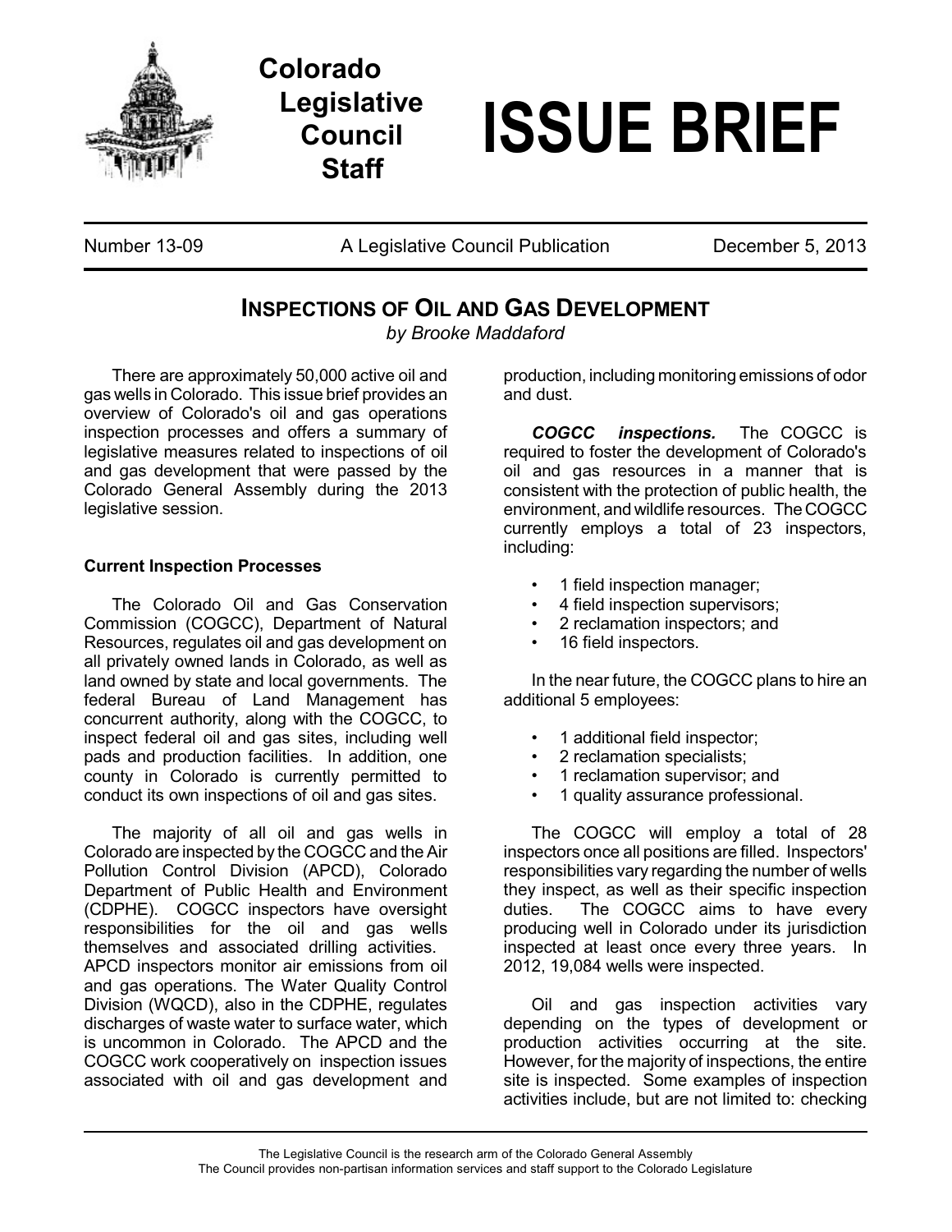# Colorado Legislative Council Staff

# ISSUE BRIEF

Number 13-09 | A Legislative Council Publication | December 5, 2013

## INSPECTIONS OF OIL AND GAS DEVELOPMENT

*by Brooke Maddaford*

There are approximately 50,000 active oil and gas wells in Colorado. This issue brief provides an overview of Colorado's oil and gas operations inspection processes and offers a summary of legislative measures related to inspections of oil and gas development that were passed by the Colorado General Assembly during the 2013 legislative session.

### Current Inspection Processes

The Colorado Oil and Gas Conservation Commission (COGCC), Department of Natural Resources, regulates oil and gas development on all privately owned lands in Colorado, as well as land owned by state and local governments. The federal Bureau of Land Management has concurrent authority, along with the COGCC, to inspect federal oil and gas sites, including well pads and production facilities. In addition, one county in Colorado is currently permitted to conduct its own inspections of oil and gas sites.

The majority of all oil and gas wells in Colorado are inspected by the COGCC and the Air Pollution Control Division (APCD), Colorado Department of Public Health and Environment (CDPHE). COGCC inspectors have oversight responsibilities for the oil and gas wells themselves and associated drilling activities. APCD inspectors monitor air emissions from oil and gas operations. The Water Quality Control Division (WQCD), also in the CDPHE, regulates discharges of waste water to surface water, which is uncommon in Colorado. The APCD and the COGCC work cooperatively on inspection issues associated with oil and gas development and production, including monitoring emissions of odor and dust.

***COGCC inspections.*** The COGCC is required to foster the development of Colorado's oil and gas resources in a manner that is consistent with the protection of public health, the environment, and wildlife resources. The COGCC currently employs a total of 23 inspectors, including:

- 1 field inspection manager;
- 4 field inspection supervisors;
- 2 reclamation inspectors; and
- 16 field inspectors.

In the near future, the COGCC plans to hire an additional 5 employees:

- 1 additional field inspector;
- 2 reclamation specialists;
- 1 reclamation supervisor; and
- 1 quality assurance professional.

The COGCC will employ a total of 28 inspectors once all positions are filled. Inspectors' responsibilities vary regarding the number of wells they inspect, as well as their specific inspection duties. The COGCC aims to have every producing well in Colorado under its jurisdiction inspected at least once every three years. In 2012, 19,084 wells were inspected.

Oil and gas inspection activities vary depending on the types of development or production activities occurring at the site. However, for the majority of inspections, the entire site is inspected. Some examples of inspection activities include, but are not limited to: checking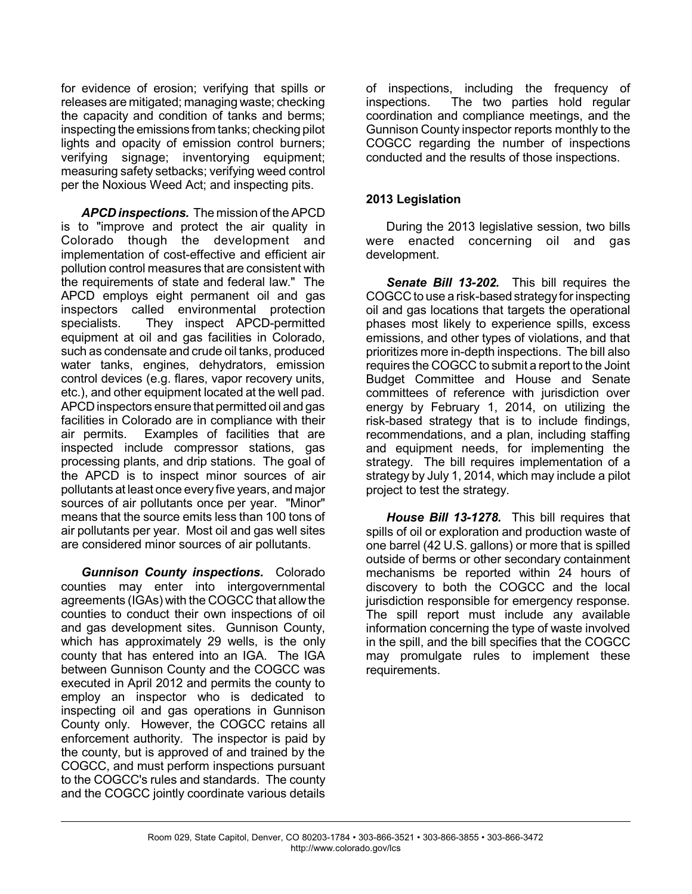for evidence of erosion; verifying that spills or releases are mitigated; managing waste; checking the capacity and condition of tanks and berms; inspecting the emissions from tanks; checking pilot lights and opacity of emission control burners; verifying signage; inventorying equipment; measuring safety setbacks; verifying weed control per the Noxious Weed Act; and inspecting pits.

***APCD inspections.*** The mission of the APCD is to "improve and protect the air quality in Colorado though the development and implementation of cost-effective and efficient air pollution control measures that are consistent with the requirements of state and federal law." The APCD employs eight permanent oil and gas inspectors called environmental protection specialists. They inspect APCD-permitted equipment at oil and gas facilities in Colorado, such as condensate and crude oil tanks, produced water tanks, engines, dehydrators, emission control devices (e.g. flares, vapor recovery units, etc.), and other equipment located at the well pad. APCD inspectors ensure that permitted oil and gas facilities in Colorado are in compliance with their air permits. Examples of facilities that are inspected include compressor stations, gas processing plants, and drip stations. The goal of the APCD is to inspect minor sources of air pollutants at least once every five years, and major sources of air pollutants once per year. "Minor" means that the source emits less than 100 tons of air pollutants per year. Most oil and gas well sites are considered minor sources of air pollutants.

***Gunnison County inspections.*** Colorado counties may enter into intergovernmental agreements (IGAs) with the COGCC that allow the counties to conduct their own inspections of oil and gas development sites. Gunnison County, which has approximately 29 wells, is the only county that has entered into an IGA. The IGA between Gunnison County and the COGCC was executed in April 2012 and permits the county to employ an inspector who is dedicated to inspecting oil and gas operations in Gunnison County only. However, the COGCC retains all enforcement authority. The inspector is paid by the county, but is approved of and trained by the COGCC, and must perform inspections pursuant to the COGCC's rules and standards. The county and the COGCC jointly coordinate various details of inspections, including the frequency of inspections. The two parties hold regular coordination and compliance meetings, and the Gunnison County inspector reports monthly to the COGCC regarding the number of inspections conducted and the results of those inspections.

**2013 Legislation**

During the 2013 legislative session, two bills were enacted concerning oil and gas development.

***Senate Bill 13-202.*** This bill requires the COGCC to use a risk-based strategy for inspecting oil and gas locations that targets the operational phases most likely to experience spills, excess emissions, and other types of violations, and that prioritizes more in-depth inspections. The bill also requires the COGCC to submit a report to the Joint Budget Committee and House and Senate committees of reference with jurisdiction over energy by February 1, 2014, on utilizing the risk-based strategy that is to include findings, recommendations, and a plan, including staffing and equipment needs, for implementing the strategy. The bill requires implementation of a strategy by July 1, 2014, which may include a pilot project to test the strategy.

***House Bill 13-1278.*** This bill requires that spills of oil or exploration and production waste of one barrel (42 U.S. gallons) or more that is spilled outside of berms or other secondary containment mechanisms be reported within 24 hours of discovery to both the COGCC and the local jurisdiction responsible for emergency response. The spill report must include any available information concerning the type of waste involved in the spill, and the bill specifies that the COGCC may promulgate rules to implement these requirements.